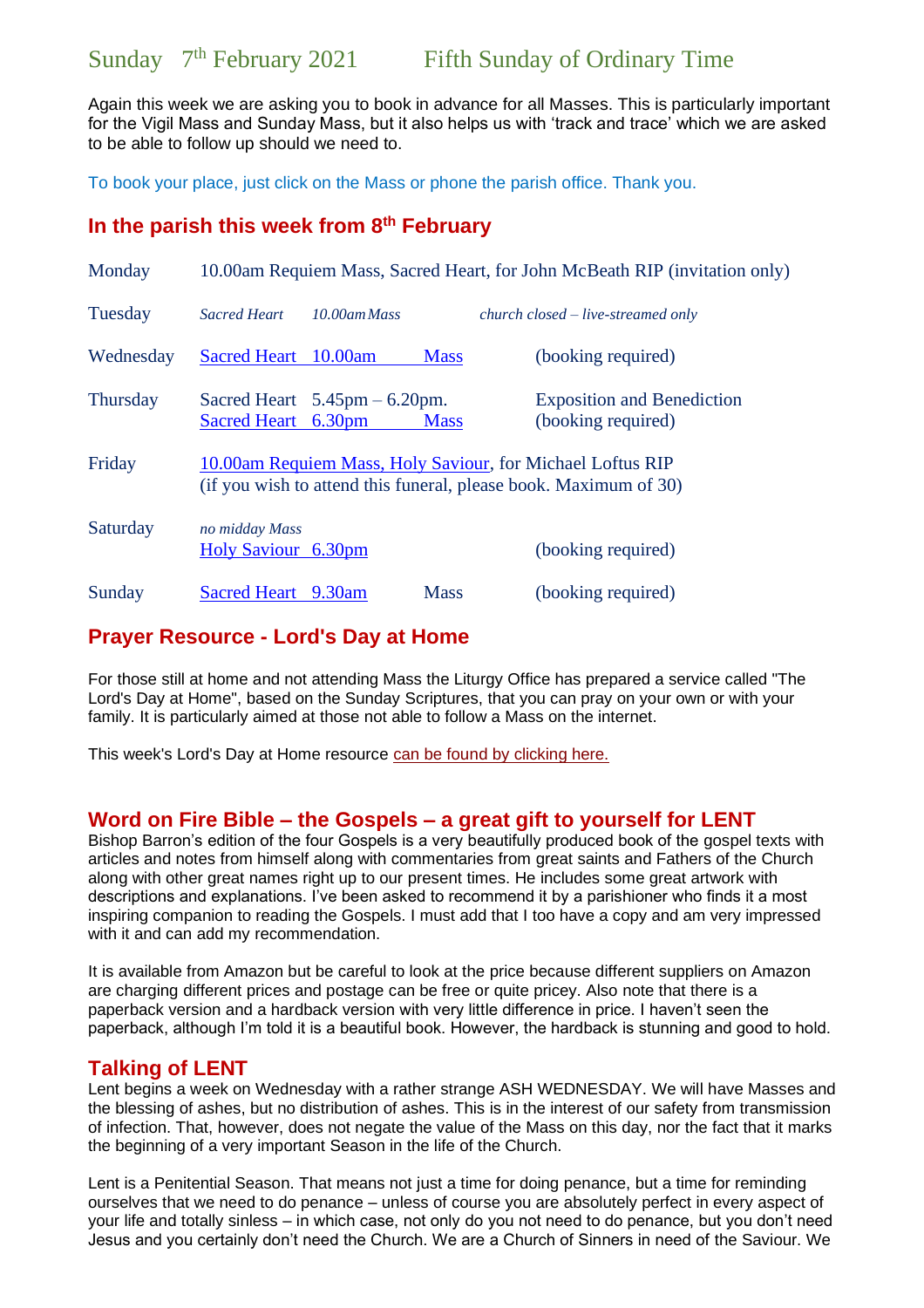# Sunday 7th February 2021 Fifth Sunday of Ordinary Time

Again this week we are asking you to book in advance for all Masses. This is particularly important for the Vigil Mass and Sunday Mass, but it also helps us with 'track and trace' which we are asked to be able to follow up should we need to.

To book your place, just click on the Mass or phone the parish office. Thank you.

## In the parish this week from 8th February

| | | | |
|---|---|---|---|
| Monday | 10.00am Requiem Mass, Sacred Heart, for John McBeath RIP (invitation only) | | |
| Tuesday | *Sacred Heart 10.00am Mass* | | *church closed – live-streamed only* |
| Wednesday | Sacred Heart 10.00am | Mass | (booking required) |
| Thursday | Sacred Heart 5.45pm – 6.20pm.<br>Sacred Heart 6.30pm | <br>Mass | Exposition and Benediction<br>(booking required) |
| Friday | 10.00am Requiem Mass, Holy Saviour, for Michael Loftus RIP<br>(if you wish to attend this funeral, please book. Maximum of 30) | | |
| Saturday | *no midday Mass*<br>Holy Saviour 6.30pm | | <br>(booking required) |
| Sunday | Sacred Heart 9.30am | Mass | (booking required) |

## Prayer Resource - Lord's Day at Home

For those still at home and not attending Mass the Liturgy Office has prepared a service called "The Lord's Day at Home", based on the Sunday Scriptures, that you can pray on your own or with your family. It is particularly aimed at those not able to follow a Mass on the internet.

This week's Lord's Day at Home resource can be found by clicking here.

## Word on Fire Bible – the Gospels – a great gift to yourself for LENT

Bishop Barron's edition of the four Gospels is a very beautifully produced book of the gospel texts with articles and notes from himself along with commentaries from great saints and Fathers of the Church along with other great names right up to our present times. He includes some great artwork with descriptions and explanations. I've been asked to recommend it by a parishioner who finds it a most inspiring companion to reading the Gospels. I must add that I too have a copy and am very impressed with it and can add my recommendation.

It is available from Amazon but be careful to look at the price because different suppliers on Amazon are charging different prices and postage can be free or quite pricey. Also note that there is a paperback version and a hardback version with very little difference in price. I haven't seen the paperback, although I'm told it is a beautiful book. However, the hardback is stunning and good to hold.

## Talking of LENT

Lent begins a week on Wednesday with a rather strange ASH WEDNESDAY. We will have Masses and the blessing of ashes, but no distribution of ashes. This is in the interest of our safety from transmission of infection. That, however, does not negate the value of the Mass on this day, nor the fact that it marks the beginning of a very important Season in the life of the Church.

Lent is a Penitential Season. That means not just a time for doing penance, but a time for reminding ourselves that we need to do penance – unless of course you are absolutely perfect in every aspect of your life and totally sinless – in which case, not only do you not need to do penance, but you don't need Jesus and you certainly don't need the Church. We are a Church of Sinners in need of the Saviour. We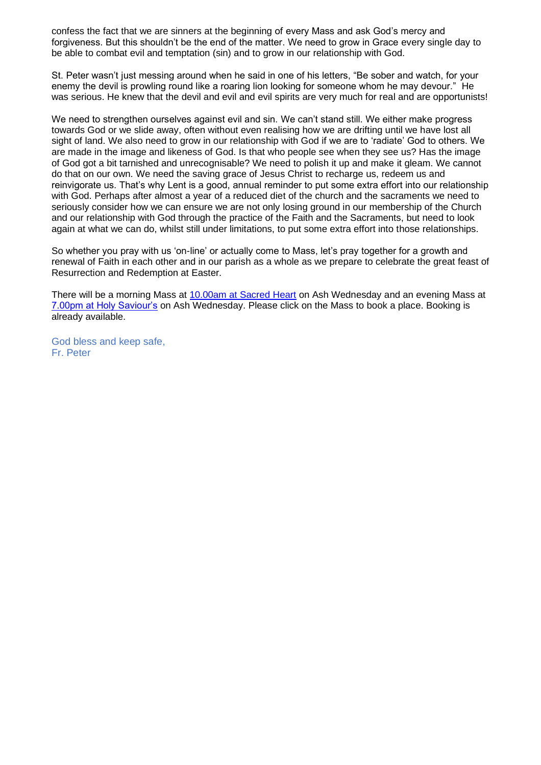confess the fact that we are sinners at the beginning of every Mass and ask God's mercy and forgiveness. But this shouldn't be the end of the matter. We need to grow in Grace every single day to be able to combat evil and temptation (sin) and to grow in our relationship with God.

St. Peter wasn't just messing around when he said in one of his letters, "Be sober and watch, for your enemy the devil is prowling round like a roaring lion looking for someone whom he may devour." He was serious. He knew that the devil and evil and evil spirits are very much for real and are opportunists!

We need to strengthen ourselves against evil and sin. We can't stand still. We either make progress towards God or we slide away, often without even realising how we are drifting until we have lost all sight of land. We also need to grow in our relationship with God if we are to 'radiate' God to others. We are made in the image and likeness of God. Is that who people see when they see us? Has the image of God got a bit tarnished and unrecognisable? We need to polish it up and make it gleam. We cannot do that on our own. We need the saving grace of Jesus Christ to recharge us, redeem us and reinvigorate us. That's why Lent is a good, annual reminder to put some extra effort into our relationship with God. Perhaps after almost a year of a reduced diet of the church and the sacraments we need to seriously consider how we can ensure we are not only losing ground in our membership of the Church and our relationship with God through the practice of the Faith and the Sacraments, but need to look again at what we can do, whilst still under limitations, to put some extra effort into those relationships.

So whether you pray with us 'on-line' or actually come to Mass, let's pray together for a growth and renewal of Faith in each other and in our parish as a whole as we prepare to celebrate the great feast of Resurrection and Redemption at Easter.

There will be a morning Mass at 10.00am at Sacred Heart on Ash Wednesday and an evening Mass at 7.00pm at Holy Saviour's on Ash Wednesday. Please click on the Mass to book a place. Booking is already available.

God bless and keep safe,
Fr. Peter